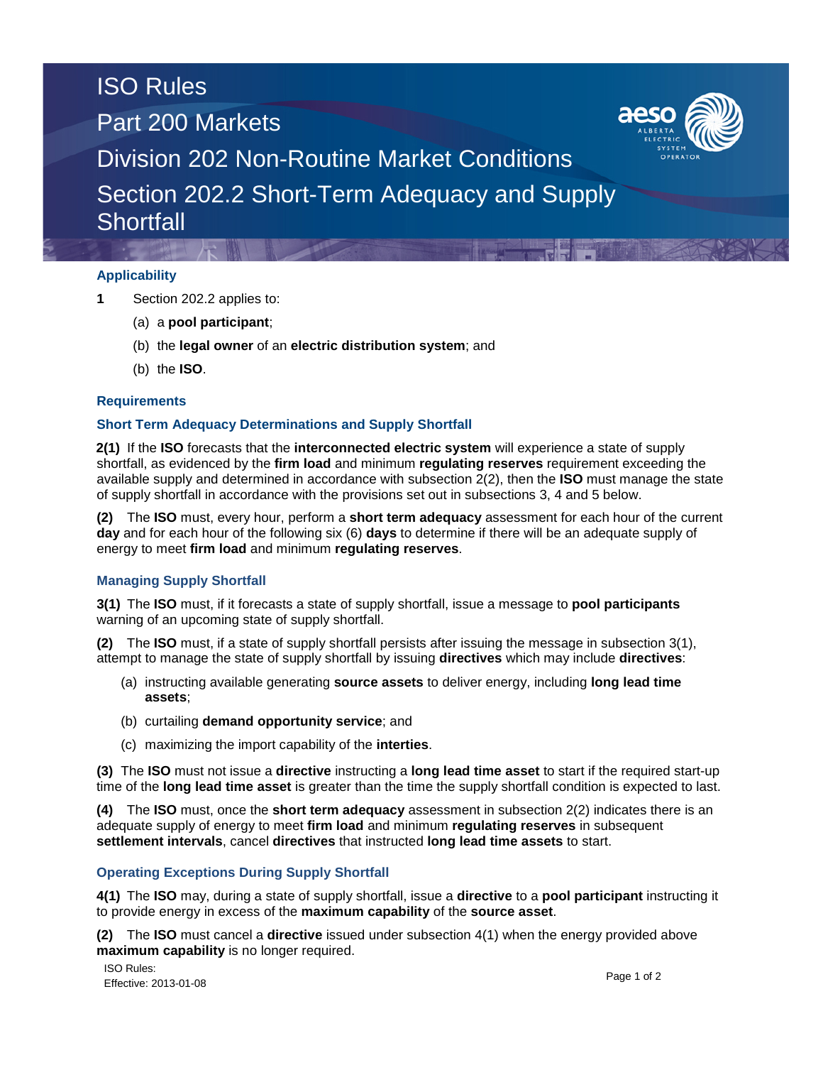# ISO Rules

## Part 200 Markets

## Division 202 Non-Routine Market Conditions

## Section 202.2 Short-Term Adequacy and Supply Shortfall

### Applicability

**1** Section 202.2 applies to:

(a) a **pool participant**;

(b) the **legal owner** of an **electric distribution system**; and

(b) the **ISO**.

### Requirements

### Short Term Adequacy Determinations and Supply Shortfall

**2(1)** If the **ISO** forecasts that the **interconnected electric system** will experience a state of supply shortfall, as evidenced by the **firm load** and minimum **regulating reserves** requirement exceeding the available supply and determined in accordance with subsection 2(2), then the **ISO** must manage the state of supply shortfall in accordance with the provisions set out in subsections 3, 4 and 5 below.

**(2)** The **ISO** must, every hour, perform a **short term adequacy** assessment for each hour of the current **day** and for each hour of the following six (6) **days** to determine if there will be an adequate supply of energy to meet **firm load** and minimum **regulating reserves**.

### Managing Supply Shortfall

**3(1)** The **ISO** must, if it forecasts a state of supply shortfall, issue a message to **pool participants** warning of an upcoming state of supply shortfall.

**(2)** The **ISO** must, if a state of supply shortfall persists after issuing the message in subsection 3(1), attempt to manage the state of supply shortfall by issuing **directives** which may include **directives**:

(a) instructing available generating **source assets** to deliver energy, including **long lead time assets**;

(b) curtailing **demand opportunity service**; and

(c) maximizing the import capability of the **interties**.

**(3)** The **ISO** must not issue a **directive** instructing a **long lead time asset** to start if the required start-up time of the **long lead time asset** is greater than the time the supply shortfall condition is expected to last.

**(4)** The **ISO** must, once the **short term adequacy** assessment in subsection 2(2) indicates there is an adequate supply of energy to meet **firm load** and minimum **regulating reserves** in subsequent **settlement intervals**, cancel **directives** that instructed **long lead time assets** to start.

### Operating Exceptions During Supply Shortfall

**4(1)** The **ISO** may, during a state of supply shortfall, issue a **directive** to a **pool participant** instructing it to provide energy in excess of the **maximum capability** of the **source asset**.

**(2)** The **ISO** must cancel a **directive** issued under subsection 4(1) when the energy provided above **maximum capability** is no longer required.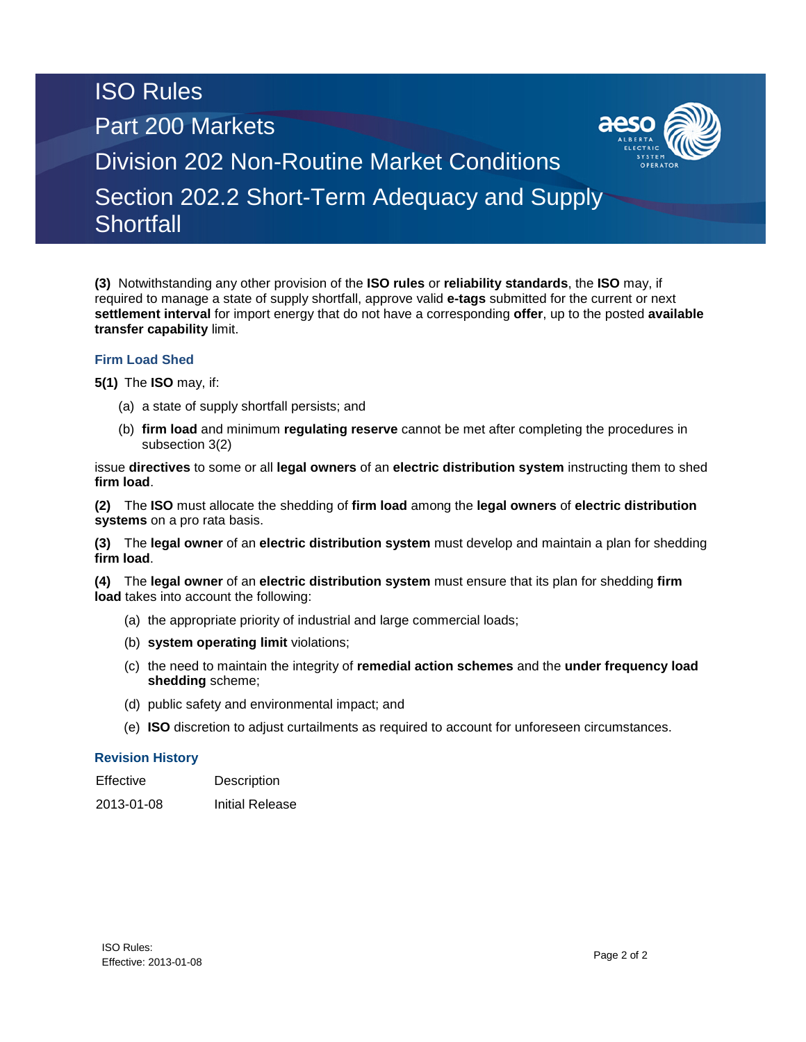**(3)** Notwithstanding any other provision of the **ISO rules** or **reliability standards**, the **ISO** may, if required to manage a state of supply shortfall, approve valid **e-tags** submitted for the current or next **settlement interval** for import energy that do not have a corresponding **offer**, up to the posted **available transfer capability** limit.

### Firm Load Shed

**5(1)** The **ISO** may, if:

(a) a state of supply shortfall persists; and

(b) **firm load** and minimum **regulating reserve** cannot be met after completing the procedures in subsection 3(2)

issue **directives** to some or all **legal owners** of an **electric distribution system** instructing them to shed **firm load**.

**(2)** The **ISO** must allocate the shedding of **firm load** among the **legal owners** of **electric distribution systems** on a pro rata basis.

**(3)** The **legal owner** of an **electric distribution system** must develop and maintain a plan for shedding **firm load**.

**(4)** The **legal owner** of an **electric distribution system** must ensure that its plan for shedding **firm load** takes into account the following:

(a) the appropriate priority of industrial and large commercial loads;

(b) **system operating limit** violations;

(c) the need to maintain the integrity of **remedial action schemes** and the **under frequency load shedding** scheme;

(d) public safety and environmental impact; and

(e) **ISO** discretion to adjust curtailments as required to account for unforeseen circumstances.

### Revision History

| Effective | Description |
|---|---|
| 2013-01-08 | Initial Release |